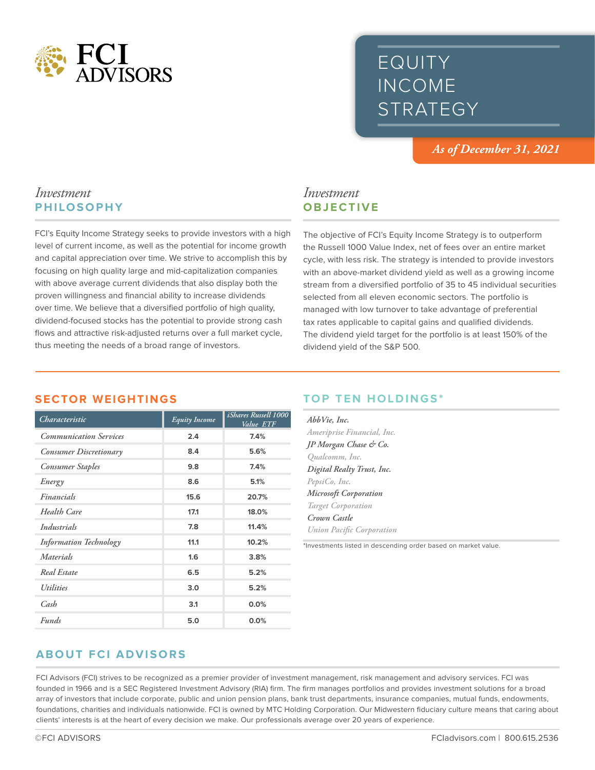FCI ADVISORS

# EQUITY INCOME STRATEGY

*As of December 31, 2021*

## *Investment* PHILOSOPHY

FCI's Equity Income Strategy seeks to provide investors with a high level of current income, as well as the potential for income growth and capital appreciation over time. We strive to accomplish this by focusing on high quality large and mid-capitalization companies with above average current dividends that also display both the proven willingness and financial ability to increase dividends over time. We believe that a diversified portfolio of high quality, dividend-focused stocks has the potential to provide strong cash flows and attractive risk-adjusted returns over a full market cycle, thus meeting the needs of a broad range of investors.

## *Investment* OBJECTIVE

The objective of FCI's Equity Income Strategy is to outperform the Russell 1000 Value Index, net of fees over an entire market cycle, with less risk. The strategy is intended to provide investors with an above-market dividend yield as well as a growing income stream from a diversified portfolio of 35 to 45 individual securities selected from all eleven economic sectors. The portfolio is managed with low turnover to take advantage of preferential tax rates applicable to capital gains and qualified dividends. The dividend yield target for the portfolio is at least 150% of the dividend yield of the S&P 500.

## SECTOR WEIGHTINGS

| *Characteristic* | *Equity Income* | *iShares Russell 1000 Value ETF* |
|---|---|---|
| *Communication Services* | 2.4 | 7.4% |
| *Consumer Discretionary* | 8.4 | 5.6% |
| *Consumer Staples* | 9.8 | 7.4% |
| *Energy* | 8.6 | 5.1% |
| *Financials* | 15.6 | 20.7% |
| *Health Care* | 17.1 | 18.0% |
| *Industrials* | 7.8 | 11.4% |
| *Information Technology* | 11.1 | 10.2% |
| *Materials* | 1.6 | 3.8% |
| *Real Estate* | 6.5 | 5.2% |
| *Utilities* | 3.0 | 5.2% |
| *Cash* | 3.1 | 0.0% |
| *Funds* | 5.0 | 0.0% |

## TOP TEN HOLDINGS*

*AbbVie, Inc.*
*Ameriprise Financial, Inc.*
*JP Morgan Chase & Co.*
*Qualcomm, Inc.*
*Digital Realty Trust, Inc.*
*PepsiCo, Inc.*
*Microsoft Corporation*
*Target Corporation*
*Crown Castle*
*Union Pacific Corporation*

*Investments listed in descending order based on market value.

## ABOUT FCI ADVISORS

FCI Advisors (FCI) strives to be recognized as a premier provider of investment management, risk management and advisory services. FCI was founded in 1966 and is a SEC Registered Investment Advisory (RIA) firm. The firm manages portfolios and provides investment solutions for a broad array of investors that include corporate, public and union pension plans, bank trust departments, insurance companies, mutual funds, endowments, foundations, charities and individuals nationwide. FCI is owned by MTC Holding Corporation. Our Midwestern fiduciary culture means that caring about clients' interests is at the heart of every decision we make. Our professionals average over 20 years of experience.

©FCI ADVISORS

FCIadvisors.com | 800.615.2536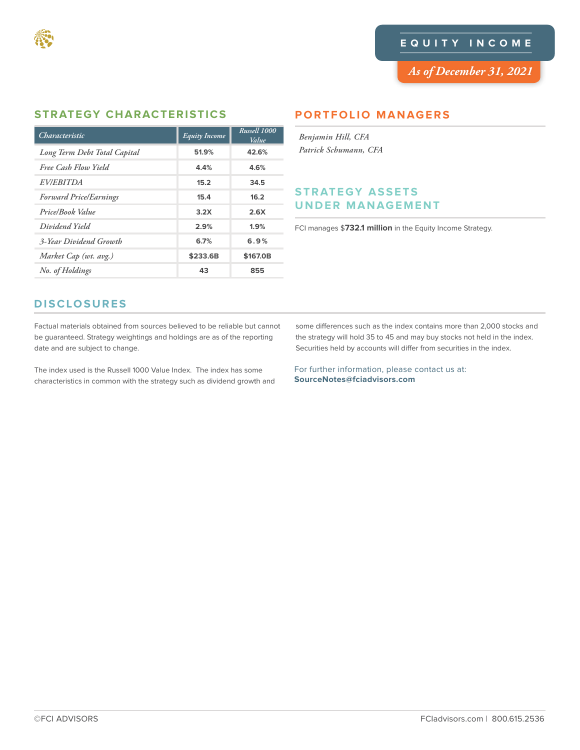# EQUITY INCOME

*As of December 31, 2021*

## STRATEGY CHARACTERISTICS

| *Characteristic* | *Equity Income* | *Russell 1000 Value* |
|---|---|---|
| *Long Term Debt Total Capital* | 51.9% | 42.6% |
| *Free Cash Flow Yield* | 4.4% | 4.6% |
| *EV/EBITDA* | 15.2 | 34.5 |
| *Forward Price/Earnings* | 15.4 | 16.2 |
| *Price/Book Value* | 3.2X | 2.6X |
| *Dividend Yield* | 2.9% | 1.9% |
| *3-Year Dividend Growth* | 6.7% | 6.9% |
| *Market Cap (wt. avg.)* | $233.6B | $167.0B |
| *No. of Holdings* | 43 | 855 |

## PORTFOLIO MANAGERS

*Benjamin Hill, CFA*
*Patrick Schumann, CFA*

## STRATEGY ASSETS UNDER MANAGEMENT

FCI manages $**732.1 million** in the Equity Income Strategy.

## DISCLOSURES

Factual materials obtained from sources believed to be reliable but cannot be guaranteed. Strategy weightings and holdings are as of the reporting date and are subject to change.

The index used is the Russell 1000 Value Index. The index has some characteristics in common with the strategy such as dividend growth and some differences such as the index contains more than 2,000 stocks and the strategy will hold 35 to 45 and may buy stocks not held in the index. Securities held by accounts will differ from securities in the index.

For further information, please contact us at:
**SourceNotes@fciadvisors.com**

©FCI ADVISORS

FCIadvisors.com | 800.615.2536